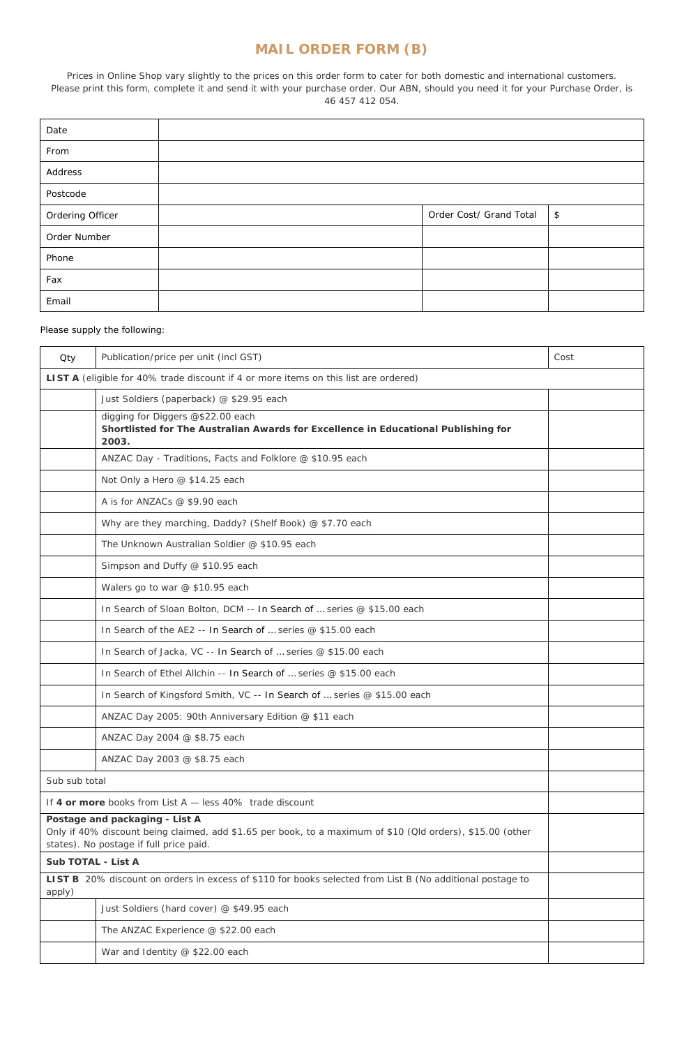# MAIL ORDER FORM (B)

Prices in Online Shop vary slightly to the prices on this order form to cater for both domestic and international customers. Please print this form, complete it and send it with your purchase order. Our ABN, should you need it for your Purchase Order, is 46 457 412 054.

| Date | | | |
|---|---|---|---|
| From | | | |
| Address | | | |
| Postcode | | | |
| Ordering Officer | | Order Cost/ Grand Total | $ |
| Order Number | | | |
| Phone | | | |
| Fax | | | |
| Email | | | |

Please supply the following:

| Qty | Publication/price per unit (incl GST) | Cost |
|---|---|---|
| **LIST A** (eligible for 40% trade discount if 4 or more items on this list are ordered) | | |
| | Just Soldiers (paperback) @ $29.95 each | |
| | digging for Diggers @$22.00 each **Shortlisted for The Australian Awards for Excellence in Educational Publishing for 2003.** | |
| | ANZAC Day - Traditions, Facts and Folklore @ $10.95 each | |
| | Not Only a Hero @ $14.25 each | |
| | A is for ANZACs @ $9.90 each | |
| | Why are they marching, Daddy? (Shelf Book) @ $7.70 each | |
| | The Unknown Australian Soldier @ $10.95 each | |
| | Simpson and Duffy @ $10.95 each | |
| | Walers go to war @ $10.95 each | |
| | In Search of Sloan Bolton, DCM -- In Search of … series @ $15.00 each | |
| | In Search of the AE2 -- In Search of … series @ $15.00 each | |
| | In Search of Jacka, VC -- In Search of … series @ $15.00 each | |
| | In Search of Ethel Allchin -- In Search of … series @ $15.00 each | |
| | In Search of Kingsford Smith, VC -- In Search of … series @ $15.00 each | |
| | ANZAC Day 2005: 90th Anniversary Edition @ $11 each | |
| | ANZAC Day 2004 @ $8.75 each | |
| | ANZAC Day 2003 @ $8.75 each | |
| Sub sub total | | |
| If **4 or more** books from List A — less 40% trade discount | | |
| **Postage and packaging - List A** Only if 40% discount being claimed, add $1.65 per book, to a maximum of $10 (Qld orders), $15.00 (other states). No postage if full price paid. | | |
| **Sub TOTAL - List A** | | |
| **LIST B** 20% discount on orders in excess of $110 for books selected from List B (No additional postage to apply) | | |
| | Just Soldiers (hard cover) @ $49.95 each | |
| | The ANZAC Experience @ $22.00 each | |
| | War and Identity @ $22.00 each | |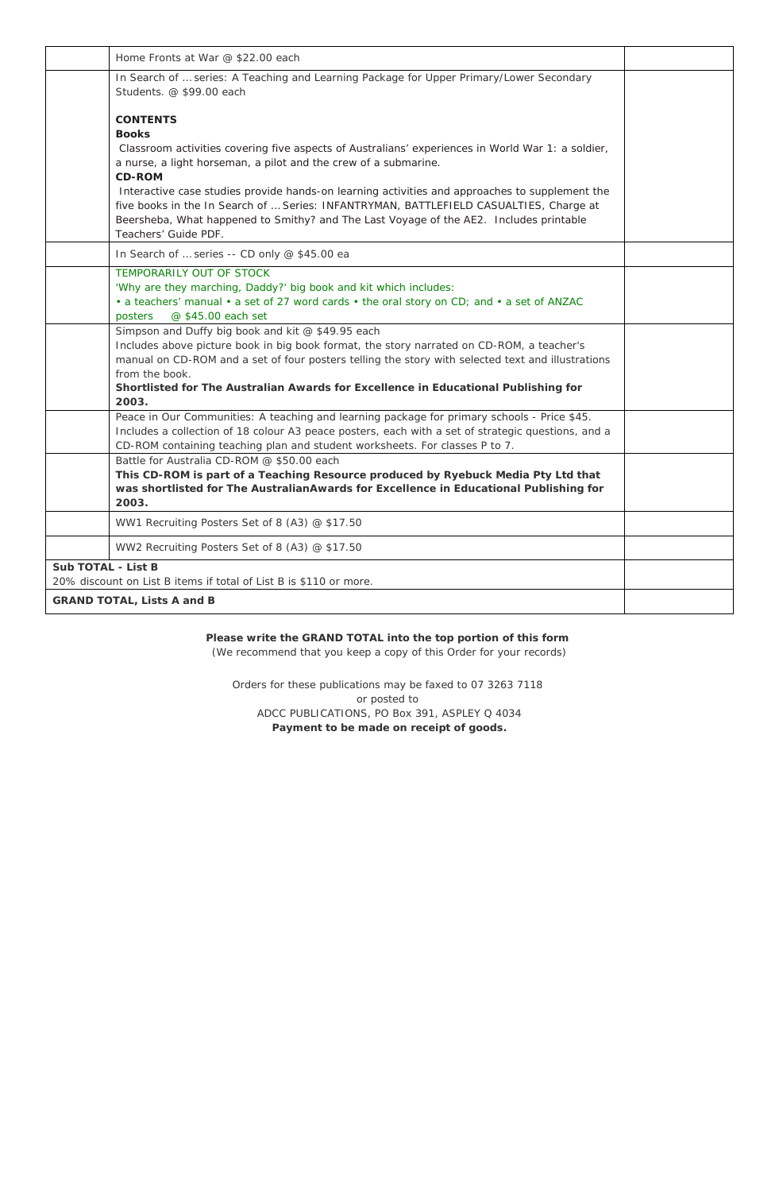| | | |
|---|---|---|
| | Home Fronts at War @ $22.00 each | |
| | In Search of … series: A Teaching and Learning Package for Upper Primary/Lower Secondary Students. @ $99.00 each<br><br>**CONTENTS**<br>**Books**<br>Classroom activities covering five aspects of Australians' experiences in World War 1: a soldier, a nurse, a light horseman, a pilot and the crew of a submarine.<br>**CD-ROM**<br>Interactive case studies provide hands-on learning activities and approaches to supplement the five books in the In Search of … Series: INFANTRYMAN, BATTLEFIELD CASUALTIES, Charge at Beersheba, What happened to Smithy? and The Last Voyage of the AE2. Includes printable Teachers' Guide PDF. | |
| | In Search of … series -- CD only @ $45.00 ea | |
| | TEMPORARILY OUT OF STOCK<br>'Why are they marching, Daddy?' big book and kit which includes:<br>• a teachers' manual • a set of 27 word cards • the oral story on CD; and • a set of ANZAC posters @ $45.00 each set | |
| | Simpson and Duffy big book and kit @ $49.95 each<br>Includes above picture book in big book format, the story narrated on CD-ROM, a teacher's manual on CD-ROM and a set of four posters telling the story with selected text and illustrations from the book.<br>**Shortlisted for The Australian Awards for Excellence in Educational Publishing for 2003.** | |
| | Peace in Our Communities: A teaching and learning package for primary schools - Price $45. Includes a collection of 18 colour A3 peace posters, each with a set of strategic questions, and a CD-ROM containing teaching plan and student worksheets. For classes P to 7. | |
| | Battle for Australia CD-ROM @ $50.00 each<br>**This CD-ROM is part of a Teaching Resource produced by Ryebuck Media Pty Ltd that was shortlisted for The AustralianAwards for Excellence in Educational Publishing for 2003.** | |
| | WW1 Recruiting Posters Set of 8 (A3) @ $17.50 | |
| | WW2 Recruiting Posters Set of 8 (A3) @ $17.50 | |
| **Sub TOTAL - List B**<br>20% discount on List B items if total of List B is $110 or more. | | |
| **GRAND TOTAL, Lists A and B** | | |

**Please write the GRAND TOTAL into the top portion of this form**

(We recommend that you keep a copy of this Order for your records)

Orders for these publications may be faxed to 07 3263 7118
or posted to
ADCC PUBLICATIONS, PO Box 391, ASPLEY Q 4034
**Payment to be made on receipt of goods.**